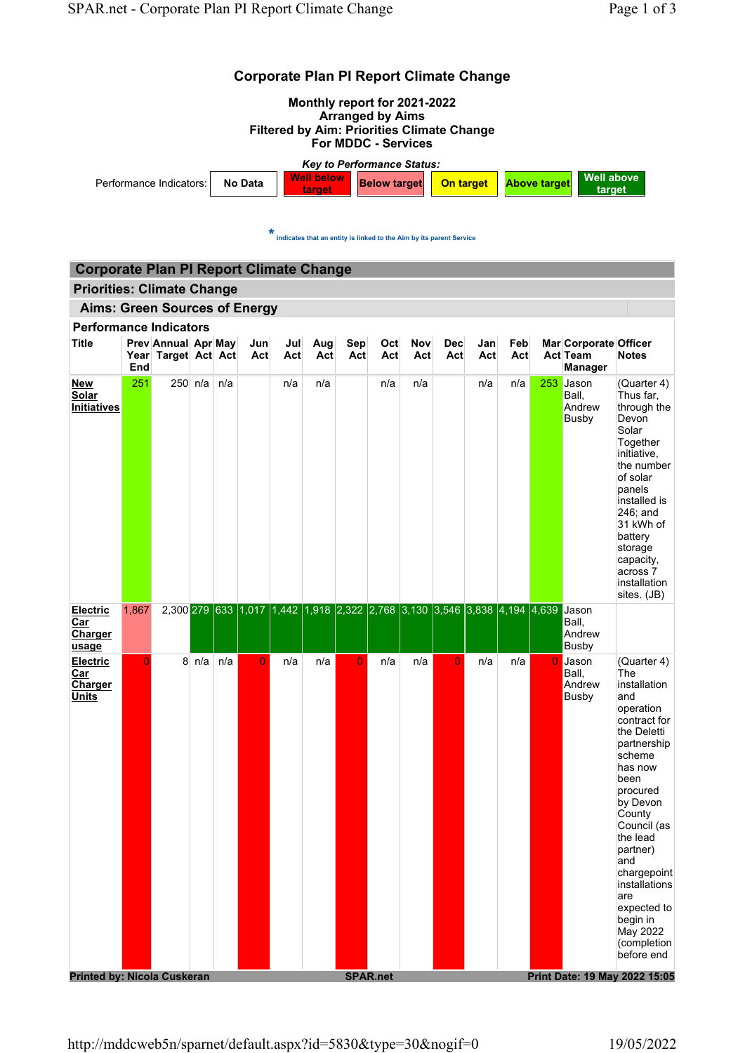# Corporate Plan PI Report Climate Change

**Monthly report for 2021-2022**
**Arranged by Aims**
**Filtered by Aim: Priorities Climate Change**
**For MDDC - Services**

*Key to Performance Status:*

| Performance Indicators: | No Data | Well below target | Below target | On target | Above target | Well above target |
|---|---|---|---|---|---|---|

\* indicates that an entity is linked to the Aim by its parent Service

## Corporate Plan PI Report Climate Change

### Priorities: Climate Change

### Aims: Green Sources of Energy

**Performance Indicators**

| Title | Prev Year End | Annual Target | Apr Act | May Act | Jun Act | Jul Act | Aug Act | Sep Act | Oct Act | Nov Act | Dec Act | Jan Act | Feb Act | Mar Act | Corporate Team Manager | Officer Notes |
|---|---|---|---|---|---|---|---|---|---|---|---|---|---|---|---|---|
| New Solar Initiatives | 251 | 250 | n/a | n/a | | n/a | n/a | | n/a | n/a | | n/a | n/a | 253 | Jason Ball, Andrew Busby | (Quarter 4) Thus far, through the Devon Solar Together initiative, the number of solar panels installed is 246; and 31 kWh of battery storage capacity, across 7 installation sites. (JB) |
| Electric Car Charger usage | 1,867 | 2,300 | 279 | 633 | 1,017 | 1,442 | 1,918 | 2,322 | 2,768 | 3,130 | 3,546 | 3,838 | 4,194 | 4,639 | Jason Ball, Andrew Busby | |
| Electric Car Charger Units | 0 | 8 | n/a | n/a | 0 | n/a | n/a | 0 | n/a | n/a | 0 | n/a | n/a | 0 | Jason Ball, Andrew Busby | (Quarter 4) The installation and operation contract for the Deletti partnership scheme has now been procured by Devon County Council (as the lead partner) and chargepoint installations are expected to begin in May 2022 (completion before end |

Printed by: Nicola Cuskeran | SPAR.net | Print Date: 19 May 2022 15:05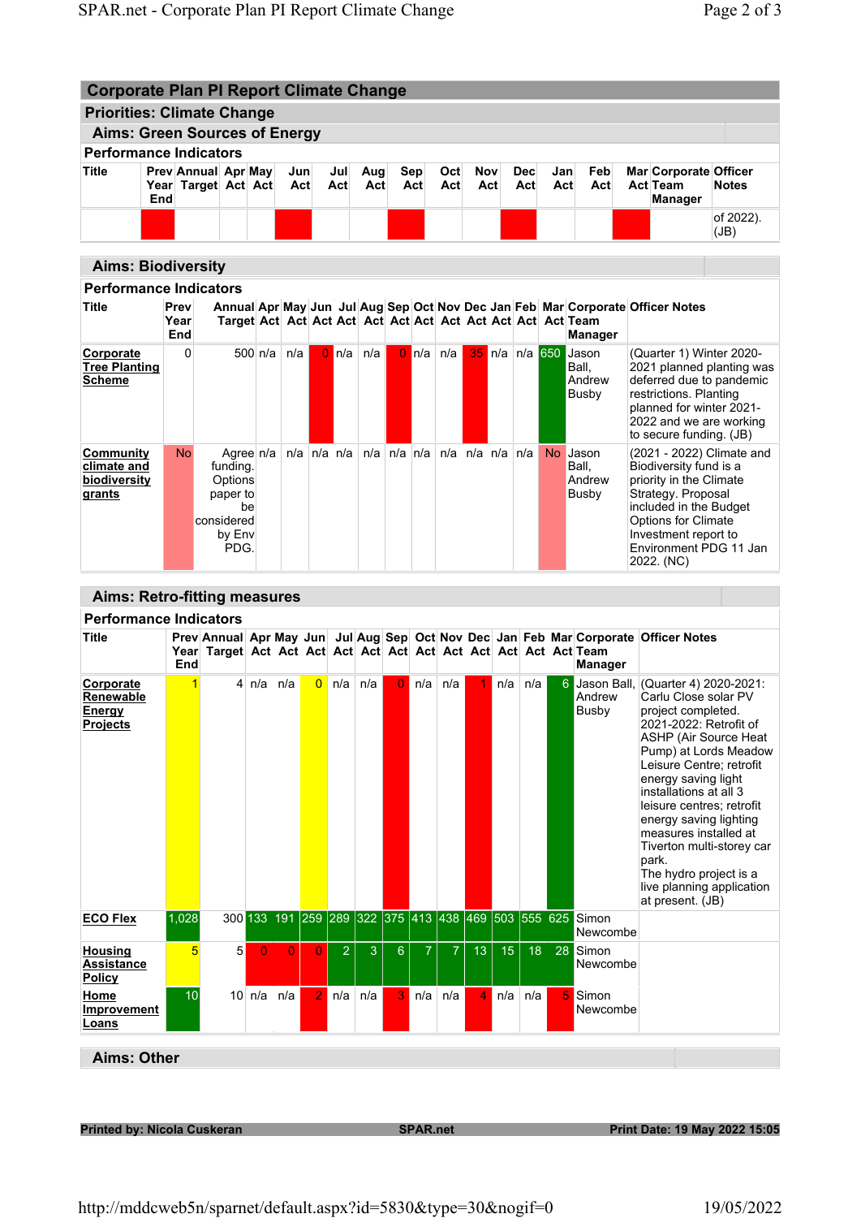# Corporate Plan PI Report Climate Change

## Priorities: Climate Change

### Aims: Green Sources of Energy

**Performance Indicators**

| Title | Prev Year End | Annual Target | Apr Act | May Act | Jun Act | Jul Act | Aug Act | Sep Act | Oct Act | Nov Act | Dec Act | Jan Act | Feb Act | Mar Act | Corporate Team Manager | Officer Notes |
|---|---|---|---|---|---|---|---|---|---|---|---|---|---|---|---|---|
| | | | | | | | | | | | | | | | | of 2022). (JB) |

### Aims: Biodiversity

**Performance Indicators**

| Title | Prev Year End | Annual Target | Apr Act | May Act | Jun Act | Jul Act | Aug Act | Sep Act | Oct Act | Nov Act | Dec Act | Jan Act | Feb Act | Mar Act | Corporate Team Manager | Officer Notes |
|---|---|---|---|---|---|---|---|---|---|---|---|---|---|---|---|---|
| Corporate Tree Planting Scheme | 0 | 500 | n/a | n/a | 0 | n/a | n/a | 0 | n/a | n/a | 35 | n/a | n/a | 650 | Jason Ball, Andrew Busby | (Quarter 1) Winter 2020-2021 planned planting was deferred due to pandemic restrictions. Planting planned for winter 2021-2022 and we are working to secure funding. (JB) |
| Community climate and biodiversity grants | No | Agree funding. Options paper to be considered by Env PDG. | n/a | n/a | n/a | n/a | n/a | n/a | n/a | n/a | n/a | n/a | n/a | No | Jason Ball, Andrew Busby | (2021 - 2022) Climate and Biodiversity fund is a priority in the Climate Strategy. Proposal included in the Budget Options for Climate Investment report to Environment PDG 11 Jan 2022. (NC) |

### Aims: Retro-fitting measures

**Performance Indicators**

| Title | Prev Year End | Annual Target | Apr Act | May Act | Jun Act | Jul Act | Aug Act | Sep Act | Oct Act | Nov Act | Dec Act | Jan Act | Feb Act | Mar Act | Corporate Team Manager | Officer Notes |
|---|---|---|---|---|---|---|---|---|---|---|---|---|---|---|---|---|
| Corporate Renewable Energy Projects | 1 | 4 | n/a | n/a | 0 | n/a | n/a | 0 | n/a | n/a | 1 | n/a | n/a | 6 | Jason Ball, Andrew Busby | (Quarter 4) 2020-2021: Carlu Close solar PV project completed. 2021-2022: Retrofit of ASHP (Air Source Heat Pump) at Lords Meadow Leisure Centre; retrofit energy saving light installations at all 3 leisure centres; retrofit energy saving lighting measures installed at Tiverton multi-storey car park. The hydro project is a live planning application at present. (JB) |
| ECO Flex | 1,028 | 300 | 133 | 191 | 259 | 289 | 322 | 375 | 413 | 438 | 469 | 503 | 555 | 625 | Simon Newcombe | |
| Housing Assistance Policy | 5 | 5 | 0 | 0 | 0 | 2 | 3 | 6 | 7 | 7 | 13 | 15 | 18 | 28 | Simon Newcombe | |
| Home Improvement Loans | 10 | 10 | n/a | n/a | 2 | n/a | n/a | 3 | n/a | n/a | 4 | n/a | n/a | 5 | Simon Newcombe | |

### Aims: Other

**Printed by: Nicola Cuskeran** **SPAR.net** **Print Date: 19 May 2022 15:05**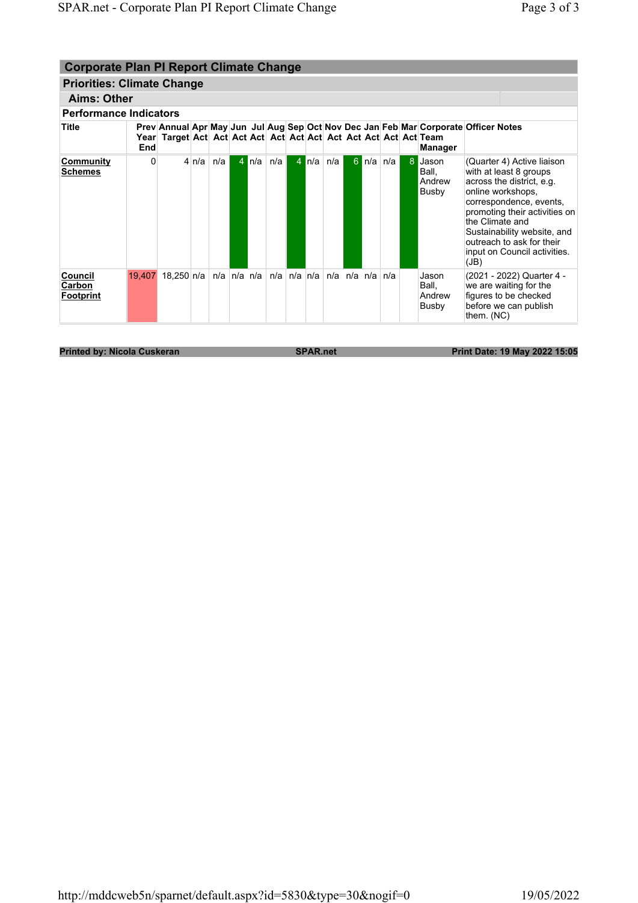# Corporate Plan PI Report Climate Change

## Priorities: Climate Change

### Aims: Other

**Performance Indicators**

| Title | Prev Year End | Annual Target | Apr Act | May Act | Jun Act | Jul Act | Aug Act | Sep Act | Oct Act | Nov Act | Dec Act | Jan Act | Feb Act | Mar Act | Corporate Team Manager | Officer Notes |
|---|---|---|---|---|---|---|---|---|---|---|---|---|---|---|---|---|
| **Community Schemes** | 0 | 4 | n/a | n/a | 4 | n/a | n/a | 4 | n/a | n/a | 6 | n/a | n/a | 8 | Jason Ball, Andrew Busby | (Quarter 4) Active liaison with at least 8 groups across the district, e.g. online workshops, correspondence, events, promoting their activities on the Climate and Sustainability website, and outreach to ask for their input on Council activities. (JB) |
| **Council Carbon Footprint** | 19,407 | 18,250 | n/a | n/a | n/a | n/a | n/a | n/a | n/a | n/a | n/a | n/a | n/a | | Jason Ball, Andrew Busby | (2021 - 2022) Quarter 4 - we are waiting for the figures to be checked before we can publish them. (NC) |

**Printed by: Nicola Cuskeran** **SPAR.net** **Print Date: 19 May 2022 15:05**